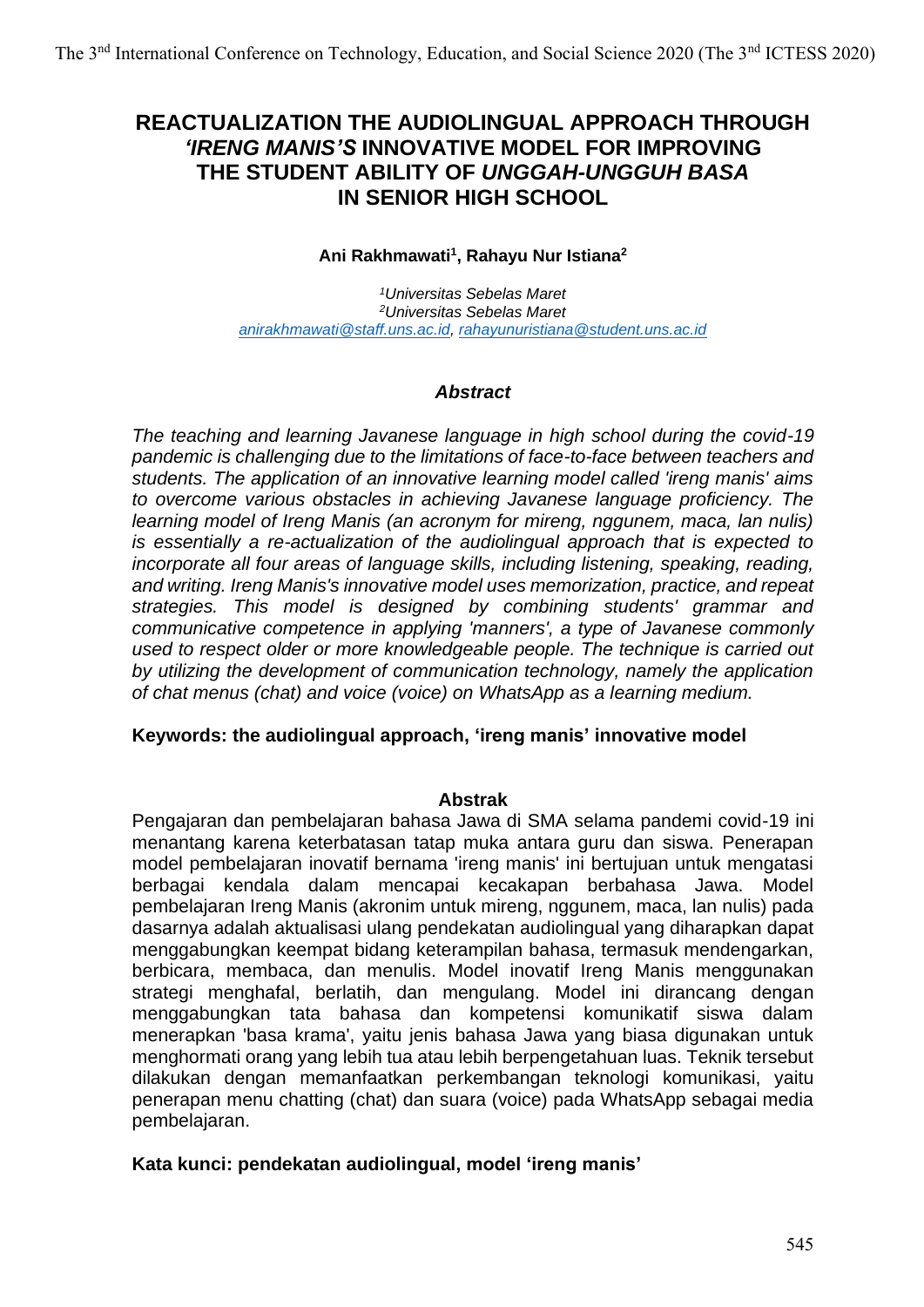# REACTUALIZATION THE AUDIOLINGUAL APPROACH THROUGH *'IRENG MANIS'S* INNOVATIVE MODEL FOR IMPROVING THE STUDENT ABILITY OF *UNGGAH-UNGGUH BASA* IN SENIOR HIGH SCHOOL

**Ani Rakhmawati[1], Rahayu Nur Istiana[2]**

*[1]Universitas Sebelas Maret*
*[2]Universitas Sebelas Maret*
anirakhmawati@staff.uns.ac.id, rahayunuristiana@student.uns.ac.id

### *Abstract*

*The teaching and learning Javanese language in high school during the covid-19 pandemic is challenging due to the limitations of face-to-face between teachers and students. The application of an innovative learning model called 'ireng manis' aims to overcome various obstacles in achieving Javanese language proficiency. The learning model of Ireng Manis (an acronym for mireng, nggunem, maca, lan nulis) is essentially a re-actualization of the audiolingual approach that is expected to incorporate all four areas of language skills, including listening, speaking, reading, and writing. Ireng Manis's innovative model uses memorization, practice, and repeat strategies. This model is designed by combining students' grammar and communicative competence in applying 'manners', a type of Javanese commonly used to respect older or more knowledgeable people. The technique is carried out by utilizing the development of communication technology, namely the application of chat menus (chat) and voice (voice) on WhatsApp as a learning medium.*

**Keywords: the audiolingual approach, 'ireng manis' innovative model**

### Abstrak

Pengajaran dan pembelajaran bahasa Jawa di SMA selama pandemi covid-19 ini menantang karena keterbatasan tatap muka antara guru dan siswa. Penerapan model pembelajaran inovatif bernama 'ireng manis' ini bertujuan untuk mengatasi berbagai kendala dalam mencapai kecakapan berbahasa Jawa. Model pembelajaran Ireng Manis (akronim untuk mireng, nggunem, maca, lan nulis) pada dasarnya adalah aktualisasi ulang pendekatan audiolingual yang diharapkan dapat menggabungkan keempat bidang keterampilan bahasa, termasuk mendengarkan, berbicara, membaca, dan menulis. Model inovatif Ireng Manis menggunakan strategi menghafal, berlatih, dan mengulang. Model ini dirancang dengan menggabungkan tata bahasa dan kompetensi komunikatif siswa dalam menerapkan 'basa krama', yaitu jenis bahasa Jawa yang biasa digunakan untuk menghormati orang yang lebih tua atau lebih berpengetahuan luas. Teknik tersebut dilakukan dengan memanfaatkan perkembangan teknologi komunikasi, yaitu penerapan menu chatting (chat) dan suara (voice) pada WhatsApp sebagai media pembelajaran.

**Kata kunci: pendekatan audiolingual, model 'ireng manis'**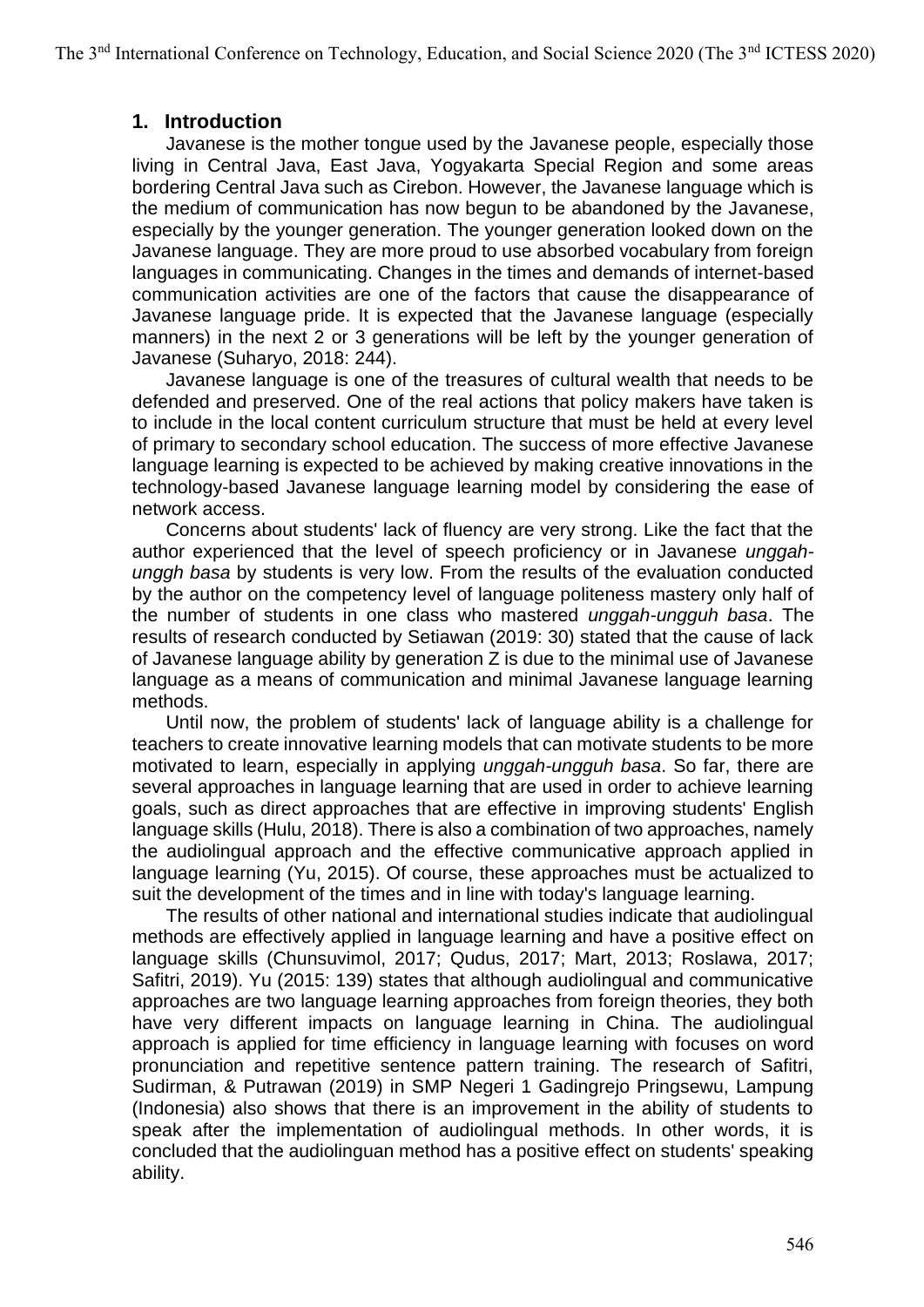## 1. Introduction

Javanese is the mother tongue used by the Javanese people, especially those living in Central Java, East Java, Yogyakarta Special Region and some areas bordering Central Java such as Cirebon. However, the Javanese language which is the medium of communication has now begun to be abandoned by the Javanese, especially by the younger generation. The younger generation looked down on the Javanese language. They are more proud to use absorbed vocabulary from foreign languages in communicating. Changes in the times and demands of internet-based communication activities are one of the factors that cause the disappearance of Javanese language pride. It is expected that the Javanese language (especially manners) in the next 2 or 3 generations will be left by the younger generation of Javanese (Suharyo, 2018: 244).

Javanese language is one of the treasures of cultural wealth that needs to be defended and preserved. One of the real actions that policy makers have taken is to include in the local content curriculum structure that must be held at every level of primary to secondary school education. The success of more effective Javanese language learning is expected to be achieved by making creative innovations in the technology-based Javanese language learning model by considering the ease of network access.

Concerns about students' lack of fluency are very strong. Like the fact that the author experienced that the level of speech proficiency or in Javanese *unggah-unggh basa* by students is very low. From the results of the evaluation conducted by the author on the competency level of language politeness mastery only half of the number of students in one class who mastered *unggah-ungguh basa*. The results of research conducted by Setiawan (2019: 30) stated that the cause of lack of Javanese language ability by generation Z is due to the minimal use of Javanese language as a means of communication and minimal Javanese language learning methods.

Until now, the problem of students' lack of language ability is a challenge for teachers to create innovative learning models that can motivate students to be more motivated to learn, especially in applying *unggah-ungguh basa*. So far, there are several approaches in language learning that are used in order to achieve learning goals, such as direct approaches that are effective in improving students' English language skills (Hulu, 2018). There is also a combination of two approaches, namely the audiolingual approach and the effective communicative approach applied in language learning (Yu, 2015). Of course, these approaches must be actualized to suit the development of the times and in line with today's language learning.

The results of other national and international studies indicate that audiolingual methods are effectively applied in language learning and have a positive effect on language skills (Chunsuvimol, 2017; Qudus, 2017; Mart, 2013; Roslawa, 2017; Safitri, 2019). Yu (2015: 139) states that although audiolingual and communicative approaches are two language learning approaches from foreign theories, they both have very different impacts on language learning in China. The audiolingual approach is applied for time efficiency in language learning with focuses on word pronunciation and repetitive sentence pattern training. The research of Safitri, Sudirman, & Putrawan (2019) in SMP Negeri 1 Gadingrejo Pringsewu, Lampung (Indonesia) also shows that there is an improvement in the ability of students to speak after the implementation of audiolingual methods. In other words, it is concluded that the audiolinguan method has a positive effect on students' speaking ability.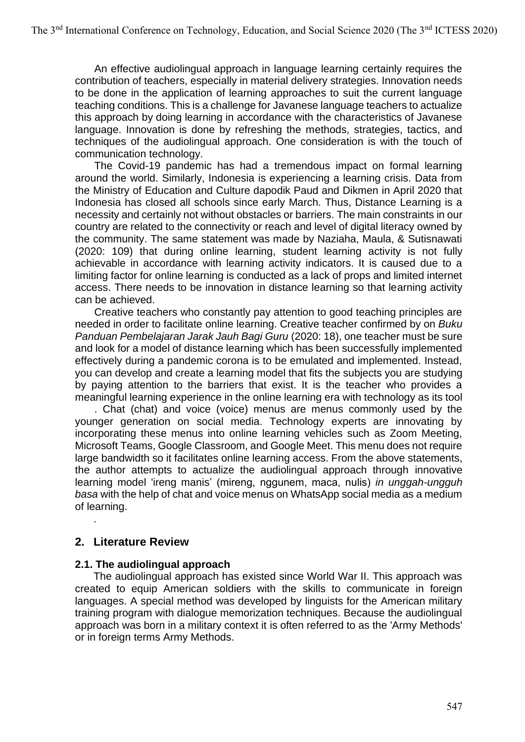An effective audiolingual approach in language learning certainly requires the contribution of teachers, especially in material delivery strategies. Innovation needs to be done in the application of learning approaches to suit the current language teaching conditions. This is a challenge for Javanese language teachers to actualize this approach by doing learning in accordance with the characteristics of Javanese language. Innovation is done by refreshing the methods, strategies, tactics, and techniques of the audiolingual approach. One consideration is with the touch of communication technology.

The Covid-19 pandemic has had a tremendous impact on formal learning around the world. Similarly, Indonesia is experiencing a learning crisis. Data from the Ministry of Education and Culture dapodik Paud and Dikmen in April 2020 that Indonesia has closed all schools since early March. Thus, Distance Learning is a necessity and certainly not without obstacles or barriers. The main constraints in our country are related to the connectivity or reach and level of digital literacy owned by the community. The same statement was made by Naziaha, Maula, & Sutisnawati (2020: 109) that during online learning, student learning activity is not fully achievable in accordance with learning activity indicators. It is caused due to a limiting factor for online learning is conducted as a lack of props and limited internet access. There needs to be innovation in distance learning so that learning activity can be achieved.

Creative teachers who constantly pay attention to good teaching principles are needed in order to facilitate online learning. Creative teacher confirmed by on *Buku Panduan Pembelajaran Jarak Jauh Bagi Guru* (2020: 18), one teacher must be sure and look for a model of distance learning which has been successfully implemented effectively during a pandemic corona is to be emulated and implemented. Instead, you can develop and create a learning model that fits the subjects you are studying by paying attention to the barriers that exist. It is the teacher who provides a meaningful learning experience in the online learning era with technology as its tool

. Chat (chat) and voice (voice) menus are menus commonly used by the younger generation on social media. Technology experts are innovating by incorporating these menus into online learning vehicles such as Zoom Meeting, Microsoft Teams, Google Classroom, and Google Meet. This menu does not require large bandwidth so it facilitates online learning access. From the above statements, the author attempts to actualize the audiolingual approach through innovative learning model 'ireng manis' (mireng, nggunem, maca, nulis) *in unggah-ungguh basa* with the help of chat and voice menus on WhatsApp social media as a medium of learning.

.

## 2. Literature Review

### 2.1. The audiolingual approach

The audiolingual approach has existed since World War II. This approach was created to equip American soldiers with the skills to communicate in foreign languages. A special method was developed by linguists for the American military training program with dialogue memorization techniques. Because the audiolingual approach was born in a military context it is often referred to as the 'Army Methods' or in foreign terms Army Methods.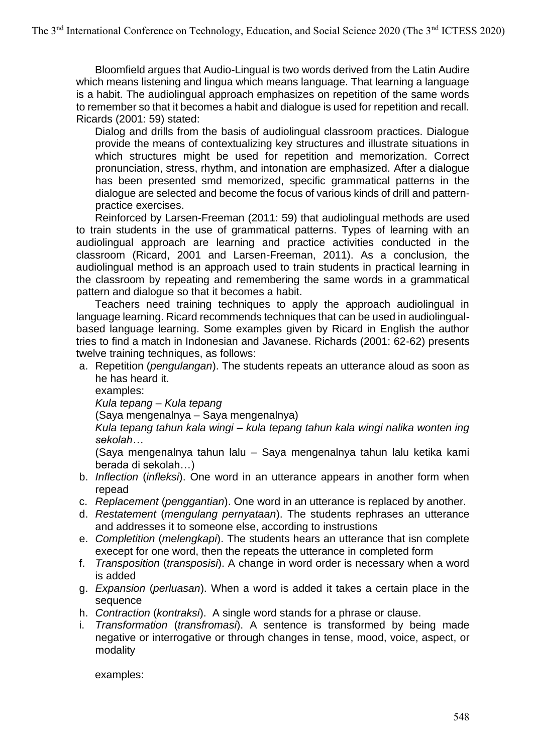Bloomfield argues that Audio-Lingual is two words derived from the Latin Audire which means listening and lingua which means language. That learning a language is a habit. The audiolingual approach emphasizes on repetition of the same words to remember so that it becomes a habit and dialogue is used for repetition and recall. Ricards (2001: 59) stated:

> Dialog and drills from the basis of audiolingual classroom practices. Dialogue provide the means of contextualizing key structures and illustrate situations in which structures might be used for repetition and memorization. Correct pronunciation, stress, rhythm, and intonation are emphasized. After a dialogue has been presented smd memorized, specific grammatical patterns in the dialogue are selected and become the focus of various kinds of drill and pattern-practice exercises.

Reinforced by Larsen-Freeman (2011: 59) that audiolingual methods are used to train students in the use of grammatical patterns. Types of learning with an audiolingual approach are learning and practice activities conducted in the classroom (Ricard, 2001 and Larsen-Freeman, 2011). As a conclusion, the audiolingual method is an approach used to train students in practical learning in the classroom by repeating and remembering the same words in a grammatical pattern and dialogue so that it becomes a habit.

Teachers need training techniques to apply the approach audiolingual in language learning. Ricard recommends techniques that can be used in audiolingual-based language learning. Some examples given by Ricard in English the author tries to find a match in Indonesian and Javanese. Richards (2001: 62-62) presents twelve training techniques, as follows:

a. Repetition (*pengulangan*). The students repeats an utterance aloud as soon as he has heard it.
   examples:
   *Kula tepang – Kula tepang*
   (Saya mengenalnya – Saya mengenalnya)
   *Kula tepang tahun kala wingi – kula tepang tahun kala wingi nalika wonten ing sekolah…*
   (Saya mengenalnya tahun lalu – Saya mengenalnya tahun lalu ketika kami berada di sekolah…)
b. *Inflection* (*infleksi*). One word in an utterance appears in another form when repead
c. *Replacement* (*penggantian*). One word in an utterance is replaced by another.
d. *Restatement* (*mengulang pernyataan*). The students rephrases an utterance and addresses it to someone else, according to instrustions
e. *Completition* (*melengkapi*). The students hears an utterance that isn complete execept for one word, then the repeats the utterance in completed form
f. *Transposition* (*transposisi*). A change in word order is necessary when a word is added
g. *Expansion* (*perluasan*). When a word is added it takes a certain place in the sequence
h. *Contraction* (*kontraksi*). A single word stands for a phrase or clause.
i. *Transformation* (*transfromasi*). A sentence is transformed by being made negative or interrogative or through changes in tense, mood, voice, aspect, or modality

   examples: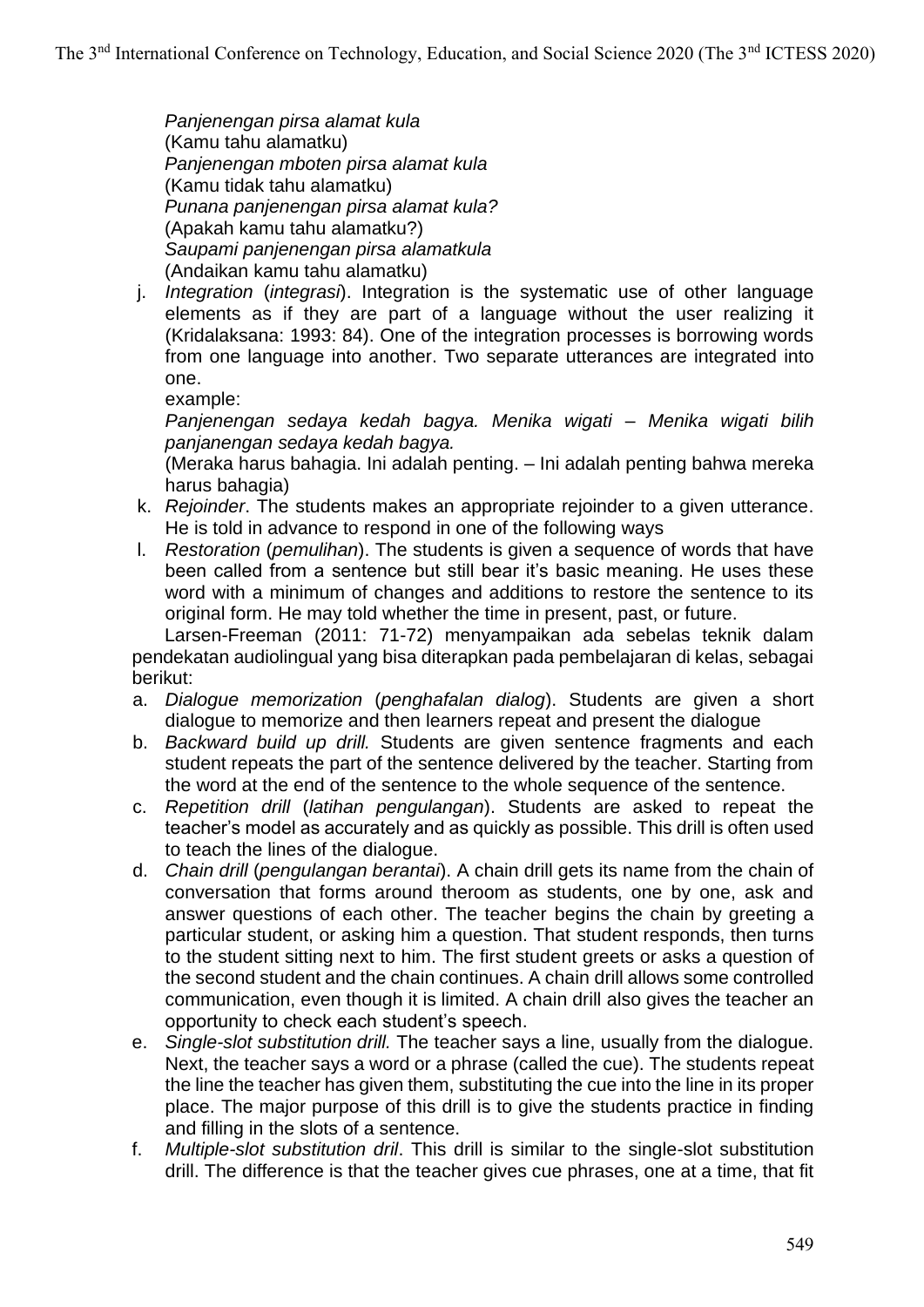*Panjenengan pirsa alamat kula*
(Kamu tahu alamatku)
*Panjenengan mboten pirsa alamat kula*
(Kamu tidak tahu alamatku)
*Punana panjenengan pirsa alamat kula?*
(Apakah kamu tahu alamatku?)
*Saupami panjenengan pirsa alamatkula*
(Andaikan kamu tahu alamatku)

j. *Integration* (*integrasi*). Integration is the systematic use of other language elements as if they are part of a language without the user realizing it (Kridalaksana: 1993: 84). One of the integration processes is borrowing words from one language into another. Two separate utterances are integrated into one.
   example:
   *Panjenengan sedaya kedah bagya. Menika wigati – Menika wigati bilih panjanengan sedaya kedah bagya.*
   (Meraka harus bahagia. Ini adalah penting. – Ini adalah penting bahwa mereka harus bahagia)
k. *Rejoinder*. The students makes an appropriate rejoinder to a given utterance. He is told in advance to respond in one of the following ways
l. *Restoration* (*pemulihan*). The students is given a sequence of words that have been called from a sentence but still bear it's basic meaning. He uses these word with a minimum of changes and additions to restore the sentence to its original form. He may told whether the time in present, past, or future.

Larsen-Freeman (2011: 71-72) menyampaikan ada sebelas teknik dalam pendekatan audiolingual yang bisa diterapkan pada pembelajaran di kelas, sebagai berikut:

a. *Dialogue memorization* (*penghafalan dialog*). Students are given a short dialogue to memorize and then learners repeat and present the dialogue
b. *Backward build up drill.* Students are given sentence fragments and each student repeats the part of the sentence delivered by the teacher. Starting from the word at the end of the sentence to the whole sequence of the sentence.
c. *Repetition drill* (*latihan pengulangan*). Students are asked to repeat the teacher's model as accurately and as quickly as possible. This drill is often used to teach the lines of the dialogue.
d. *Chain drill* (*pengulangan berantai*). A chain drill gets its name from the chain of conversation that forms around theroom as students, one by one, ask and answer questions of each other. The teacher begins the chain by greeting a particular student, or asking him a question. That student responds, then turns to the student sitting next to him. The first student greets or asks a question of the second student and the chain continues. A chain drill allows some controlled communication, even though it is limited. A chain drill also gives the teacher an opportunity to check each student's speech.
e. *Single-slot substitution drill.* The teacher says a line, usually from the dialogue. Next, the teacher says a word or a phrase (called the cue). The students repeat the line the teacher has given them, substituting the cue into the line in its proper place. The major purpose of this drill is to give the students practice in finding and filling in the slots of a sentence.
f. *Multiple-slot substitution dril*. This drill is similar to the single-slot substitution drill. The difference is that the teacher gives cue phrases, one at a time, that fit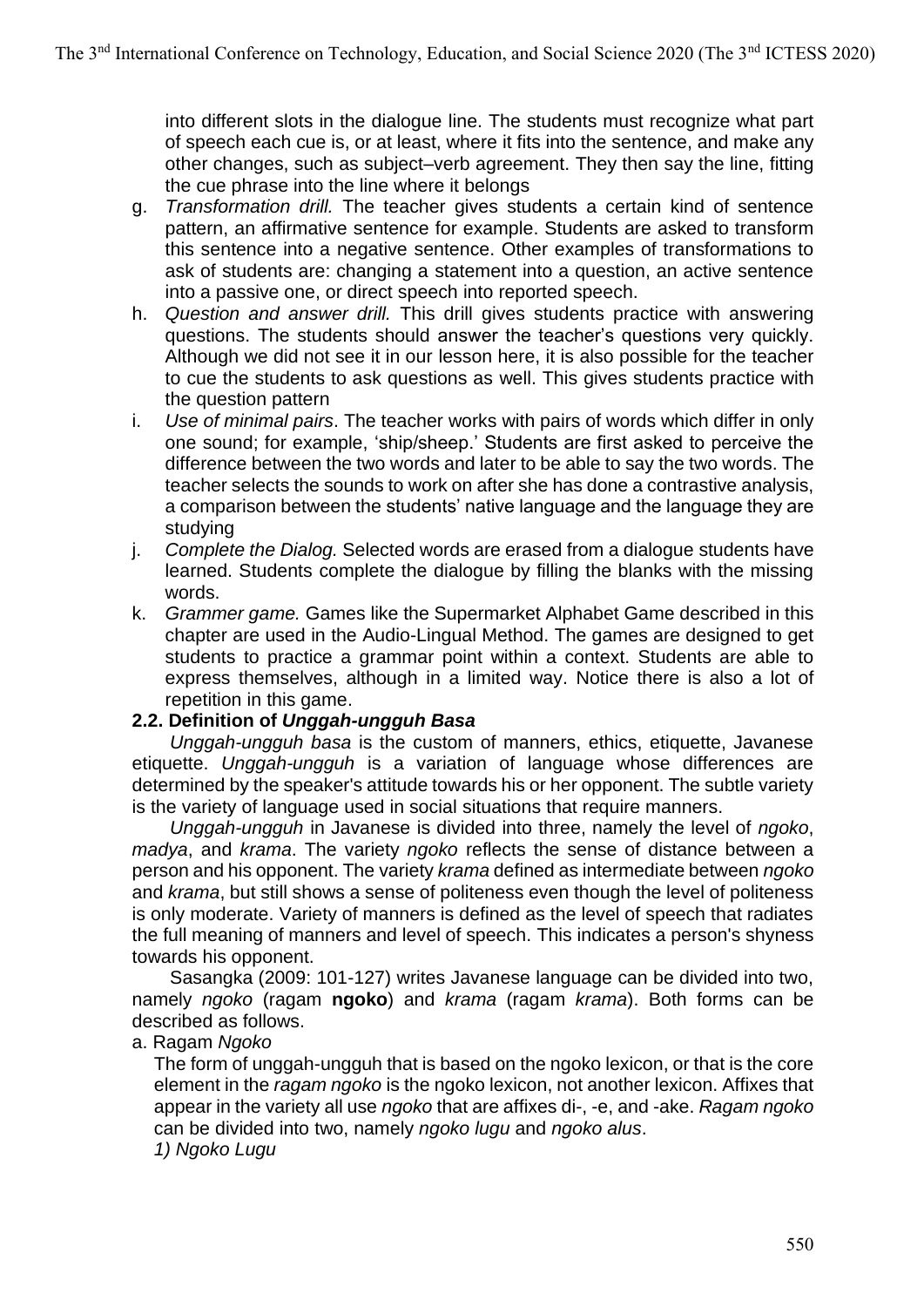into different slots in the dialogue line. The students must recognize what part of speech each cue is, or at least, where it fits into the sentence, and make any other changes, such as subject–verb agreement. They then say the line, fitting the cue phrase into the line where it belongs

g. *Transformation drill.* The teacher gives students a certain kind of sentence pattern, an affirmative sentence for example. Students are asked to transform this sentence into a negative sentence. Other examples of transformations to ask of students are: changing a statement into a question, an active sentence into a passive one, or direct speech into reported speech.
h. *Question and answer drill.* This drill gives students practice with answering questions. The students should answer the teacher's questions very quickly. Although we did not see it in our lesson here, it is also possible for the teacher to cue the students to ask questions as well. This gives students practice with the question pattern
i. *Use of minimal pairs*. The teacher works with pairs of words which differ in only one sound; for example, 'ship/sheep.' Students are first asked to perceive the difference between the two words and later to be able to say the two words. The teacher selects the sounds to work on after she has done a contrastive analysis, a comparison between the students' native language and the language they are studying
j. *Complete the Dialog.* Selected words are erased from a dialogue students have learned. Students complete the dialogue by filling the blanks with the missing words.
k. *Grammer game.* Games like the Supermarket Alphabet Game described in this chapter are used in the Audio-Lingual Method. The games are designed to get students to practice a grammar point within a context. Students are able to express themselves, although in a limited way. Notice there is also a lot of repetition in this game.

### 2.2. Definition of *Unggah-ungguh Basa*

*Unggah-ungguh basa* is the custom of manners, ethics, etiquette, Javanese etiquette. *Unggah-ungguh* is a variation of language whose differences are determined by the speaker's attitude towards his or her opponent. The subtle variety is the variety of language used in social situations that require manners.

*Unggah-ungguh* in Javanese is divided into three, namely the level of *ngoko*, *madya*, and *krama*. The variety *ngoko* reflects the sense of distance between a person and his opponent. The variety *krama* defined as intermediate between *ngoko* and *krama*, but still shows a sense of politeness even though the level of politeness is only moderate. Variety of manners is defined as the level of speech that radiates the full meaning of manners and level of speech. This indicates a person's shyness towards his opponent.

Sasangka (2009: 101-127) writes Javanese language can be divided into two, namely *ngoko* (ragam **ngoko**) and *krama* (ragam *krama*). Both forms can be described as follows.

a. Ragam *Ngoko*

The form of unggah-ungguh that is based on the ngoko lexicon, or that is the core element in the *ragam ngoko* is the ngoko lexicon, not another lexicon. Affixes that appear in the variety all use *ngoko* that are affixes di-, -e, and -ake. *Ragam ngoko* can be divided into two, namely *ngoko lugu* and *ngoko alus*.

*1) Ngoko Lugu*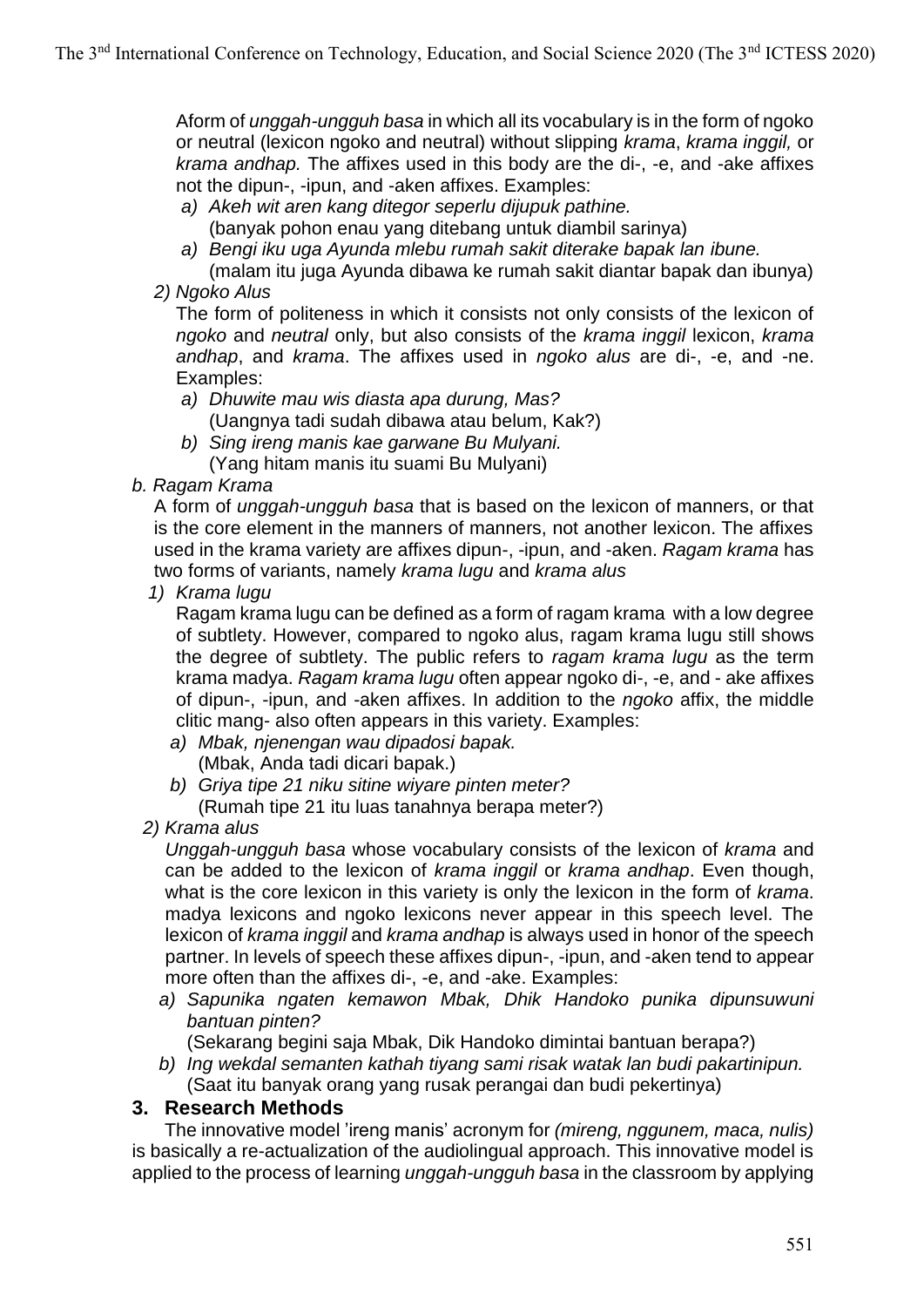Aform of *unggah-ungguh basa* in which all its vocabulary is in the form of ngoko or neutral (lexicon ngoko and neutral) without slipping *krama*, *krama inggil,* or *krama andhap.* The affixes used in this body are the di-, -e, and -ake affixes not the dipun-, -ipun, and -aken affixes. Examples:

a) *Akeh wit aren kang ditegor seperlu dijupuk pathine.*
   (banyak pohon enau yang ditebang untuk diambil sarinya)
a) *Bengi iku uga Ayunda mlebu rumah sakit diterake bapak lan ibune.*
   (malam itu juga Ayunda dibawa ke rumah sakit diantar bapak dan ibunya)

2) *Ngoko Alus*

The form of politeness in which it consists not only consists of the lexicon of *ngoko* and *neutral* only, but also consists of the *krama inggil* lexicon, *krama andhap*, and *krama*. The affixes used in *ngoko alus* are di-, -e, and -ne. Examples:

a) *Dhuwite mau wis diasta apa durung, Mas?*
   (Uangnya tadi sudah dibawa atau belum, Kak?)
b) *Sing ireng manis kae garwane Bu Mulyani.*
   (Yang hitam manis itu suami Bu Mulyani)

b. *Ragam Krama*

A form of *unggah-ungguh basa* that is based on the lexicon of manners, or that is the core element in the manners of manners, not another lexicon. The affixes used in the krama variety are affixes dipun-, -ipun, and -aken. *Ragam krama* has two forms of variants, namely *krama lugu* and *krama alus*

1) *Krama lugu*

Ragam krama lugu can be defined as a form of ragam krama with a low degree of subtlety. However, compared to ngoko alus, ragam krama lugu still shows the degree of subtlety. The public refers to *ragam krama lugu* as the term krama madya. *Ragam krama lugu* often appear ngoko di-, -e, and - ake affixes of dipun-, -ipun, and -aken affixes. In addition to the *ngoko* affix, the middle clitic mang- also often appears in this variety. Examples:

a) *Mbak, njenengan wau dipadosi bapak.*
   (Mbak, Anda tadi dicari bapak.)
b) *Griya tipe 21 niku sitine wiyare pinten meter?*
   (Rumah tipe 21 itu luas tanahnya berapa meter?)

2) *Krama alus*

*Unggah-ungguh basa* whose vocabulary consists of the lexicon of *krama* and can be added to the lexicon of *krama inggil* or *krama andhap*. Even though, what is the core lexicon in this variety is only the lexicon in the form of *krama*. madya lexicons and ngoko lexicons never appear in this speech level. The lexicon of *krama inggil* and *krama andhap* is always used in honor of the speech partner. In levels of speech these affixes dipun-, -ipun, and -aken tend to appear more often than the affixes di-, -e, and -ake. Examples:

a) *Sapunika ngaten kemawon Mbak, Dhik Handoko punika dipunsuwuni bantuan pinten?*
   (Sekarang begini saja Mbak, Dik Handoko dimintai bantuan berapa?)
b) *Ing wekdal semanten kathah tiyang sami risak watak lan budi pakartinipun.*
   (Saat itu banyak orang yang rusak perangai dan budi pekertinya)

## 3. Research Methods

The innovative model 'ireng manis' acronym for *(mireng, nggunem, maca, nulis)* is basically a re-actualization of the audiolingual approach. This innovative model is applied to the process of learning *unggah-ungguh basa* in the classroom by applying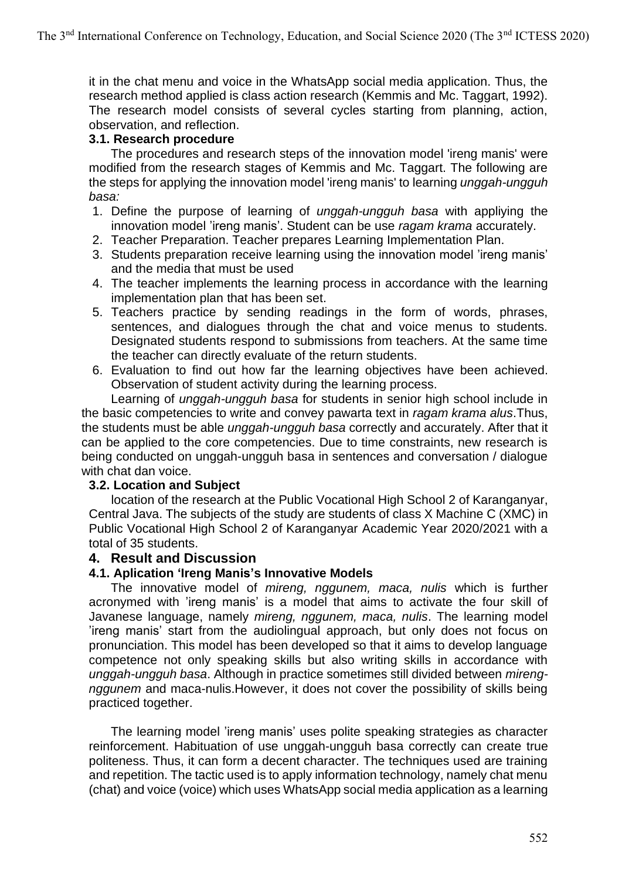it in the chat menu and voice in the WhatsApp social media application. Thus, the research method applied is class action research (Kemmis and Mc. Taggart, 1992). The research model consists of several cycles starting from planning, action, observation, and reflection.

### 3.1. Research procedure

The procedures and research steps of the innovation model 'ireng manis' were modified from the research stages of Kemmis and Mc. Taggart. The following are the steps for applying the innovation model 'ireng manis' to learning *unggah-ungguh basa:*

1. Define the purpose of learning of *unggah-ungguh basa* with appliying the innovation model 'ireng manis'. Student can be use *ragam krama* accurately.
2. Teacher Preparation. Teacher prepares Learning Implementation Plan.
3. Students preparation receive learning using the innovation model 'ireng manis' and the media that must be used
4. The teacher implements the learning process in accordance with the learning implementation plan that has been set.
5. Teachers practice by sending readings in the form of words, phrases, sentences, and dialogues through the chat and voice menus to students. Designated students respond to submissions from teachers. At the same time the teacher can directly evaluate of the return students.
6. Evaluation to find out how far the learning objectives have been achieved. Observation of student activity during the learning process.

Learning of *unggah-ungguh basa* for students in senior high school include in the basic competencies to write and convey pawarta text in *ragam krama alus*.Thus, the students must be able *unggah-ungguh basa* correctly and accurately. After that it can be applied to the core competencies. Due to time constraints, new research is being conducted on unggah-ungguh basa in sentences and conversation / dialogue with chat dan voice.

### 3.2. Location and Subject

location of the research at the Public Vocational High School 2 of Karanganyar, Central Java. The subjects of the study are students of class X Machine C (XMC) in Public Vocational High School 2 of Karanganyar Academic Year 2020/2021 with a total of 35 students.

## 4. Result and Discussion

### 4.1. Aplication 'Ireng Manis's Innovative Models

The innovative model of *mireng, nggunem, maca, nulis* which is further acronymed with 'ireng manis' is a model that aims to activate the four skill of Javanese language, namely *mireng, nggunem, maca, nulis*. The learning model 'ireng manis' start from the audiolingual approach, but only does not focus on pronunciation. This model has been developed so that it aims to develop language competence not only speaking skills but also writing skills in accordance with *unggah-ungguh basa*. Although in practice sometimes still divided between *mireng-nggunem* and maca-nulis.However, it does not cover the possibility of skills being practiced together.

The learning model 'ireng manis' uses polite speaking strategies as character reinforcement. Habituation of use unggah-ungguh basa correctly can create true politeness. Thus, it can form a decent character. The techniques used are training and repetition. The tactic used is to apply information technology, namely chat menu (chat) and voice (voice) which uses WhatsApp social media application as a learning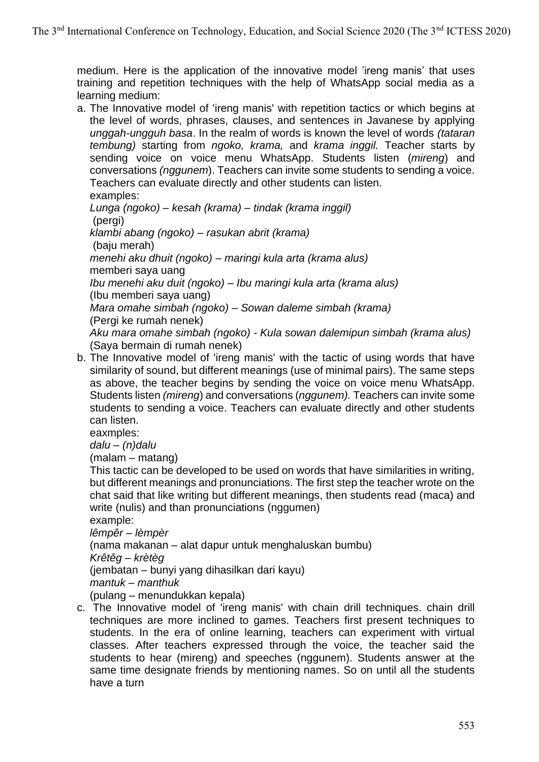medium. Here is the application of the innovative model 'ireng manis' that uses training and repetition techniques with the help of WhatsApp social media as a learning medium:

a. The Innovative model of 'ireng manis' with repetition tactics or which begins at the level of words, phrases, clauses, and sentences in Javanese by applying *unggah-ungguh basa*. In the realm of words is known the level of words *(tataran tembung)* starting from *ngoko, krama,* and *krama inggil.* Teacher starts by sending voice on voice menu WhatsApp. Students listen (*mireng*) and conversations *(nggunem*). Teachers can invite some students to sending a voice. Teachers can evaluate directly and other students can listen.
   examples:
   *Lunga (ngoko) – kesah (krama) – tindak (krama inggil)*
   (pergi)
   *klambi abang (ngoko) – rasukan abrit (krama)*
   (baju merah)
   *menehi aku dhuit (ngoko) – maringi kula arta (krama alus)*
   memberi saya uang
   *Ibu menehi aku duit (ngoko) – Ibu maringi kula arta (krama alus)*
   (Ibu memberi saya uang)
   *Mara omahe simbah (ngoko) – Sowan daleme simbah (krama)*
   (Pergi ke rumah nenek)
   *Aku mara omahe simbah (ngoko) - Kula sowan dalemipun simbah (krama alus)*
   (Saya bermain di rumah nenek)

b. The Innovative model of 'ireng manis' with the tactic of using words that have similarity of sound, but different meanings (use of minimal pairs). The same steps as above, the teacher begins by sending the voice on voice menu WhatsApp. Students listen *(mireng*) and conversations (*nggunem).* Teachers can invite some students to sending a voice. Teachers can evaluate directly and other students can listen.
   eaxmples:
   *dalu – (n)dalu*
   (malam – matang)
   This tactic can be developed to be used on words that have similarities in writing, but different meanings and pronunciations. The first step the teacher wrote on the chat said that like writing but different meanings, then students read (maca) and write (nulis) and than pronunciations (nggumen)
   example:
   *lêmpêr – lèmpèr*
   (nama makanan – alat dapur untuk menghaluskan bumbu)
   *Krêtêg – krètèg*
   (jembatan – bunyi yang dihasilkan dari kayu)
   *mantuk – manthuk*
   (pulang – menundukkan kepala)

c. The Innovative model of 'ireng manis' with chain drill techniques. chain drill techniques are more inclined to games. Teachers first present techniques to students. In the era of online learning, teachers can experiment with virtual classes. After teachers expressed through the voice, the teacher said the students to hear (mireng) and speeches (nggunem). Students answer at the same time designate friends by mentioning names. So on until all the students have a turn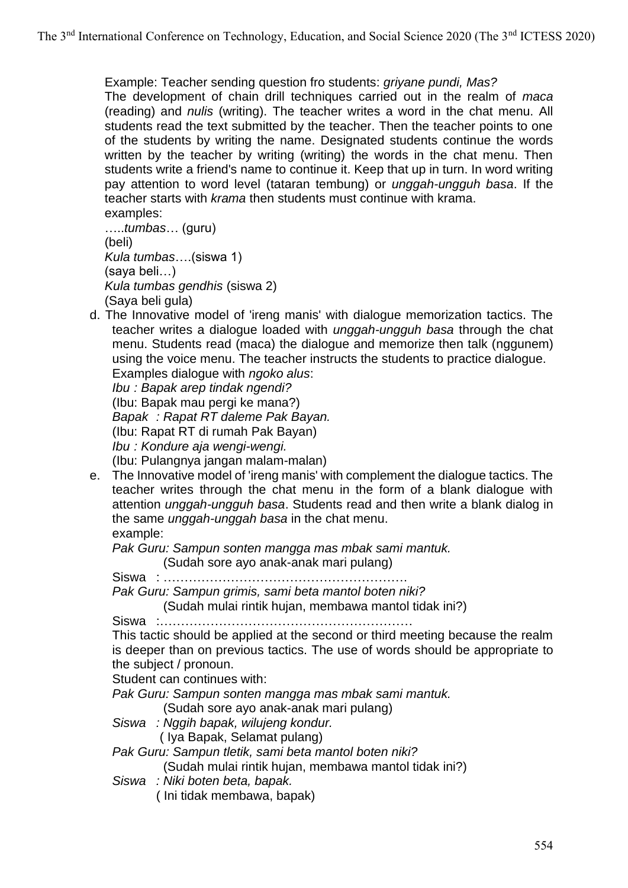Example: Teacher sending question fro students: *griyane pundi, Mas?*

The development of chain drill techniques carried out in the realm of *maca* (reading) and *nulis* (writing). The teacher writes a word in the chat menu. All students read the text submitted by the teacher. Then the teacher points to one of the students by writing the name. Designated students continue the words written by the teacher by writing (writing) the words in the chat menu. Then students write a friend's name to continue it. Keep that up in turn. In word writing pay attention to word level (tataran tembung) or *unggah-ungguh basa*. If the teacher starts with *krama* then students must continue with krama.

examples:

…..*tumbas*… (guru)
(beli)
*Kula tumbas*….(siswa 1)
(saya beli…)
*Kula tumbas gendhis* (siswa 2)
(Saya beli gula)

d. The Innovative model of 'ireng manis' with dialogue memorization tactics. The teacher writes a dialogue loaded with *unggah-ungguh basa* through the chat menu. Students read (maca) the dialogue and memorize then talk (nggunem) using the voice menu. The teacher instructs the students to practice dialogue.

   Examples dialogue with *ngoko alus*:

   *Ibu : Bapak arep tindak ngendi?*
   (Ibu: Bapak mau pergi ke mana?)
   *Bapak : Rapat RT daleme Pak Bayan.*
   (Ibu: Rapat RT di rumah Pak Bayan)
   *Ibu : Kondure aja wengi-wengi.*
   (Ibu: Pulangnya jangan malam-malan)

e. The Innovative model of 'ireng manis' with complement the dialogue tactics. The teacher writes through the chat menu in the form of a blank dialogue with attention *unggah-ungguh basa*. Students read and then write a blank dialog in the same *unggah-unggah basa* in the chat menu.

   example:

   *Pak Guru: Sampun sonten mangga mas mbak sami mantuk.*
   (Sudah sore ayo anak-anak mari pulang)
   Siswa : ………………………………………………….
   *Pak Guru: Sampun grimis, sami beta mantol boten niki?*
   (Sudah mulai rintik hujan, membawa mantol tidak ini?)
   Siswa :……………………………………………………

   This tactic should be applied at the second or third meeting because the realm is deeper than on previous tactics. The use of words should be appropriate to the subject / pronoun.

   Student can continues with:

   *Pak Guru: Sampun sonten mangga mas mbak sami mantuk.*
   (Sudah sore ayo anak-anak mari pulang)
   *Siswa : Nggih bapak, wilujeng kondur.*
   ( Iya Bapak, Selamat pulang)
   *Pak Guru: Sampun tletik, sami beta mantol boten niki?*
   (Sudah mulai rintik hujan, membawa mantol tidak ini?)
   *Siswa : Niki boten beta, bapak.*
   ( Ini tidak membawa, bapak)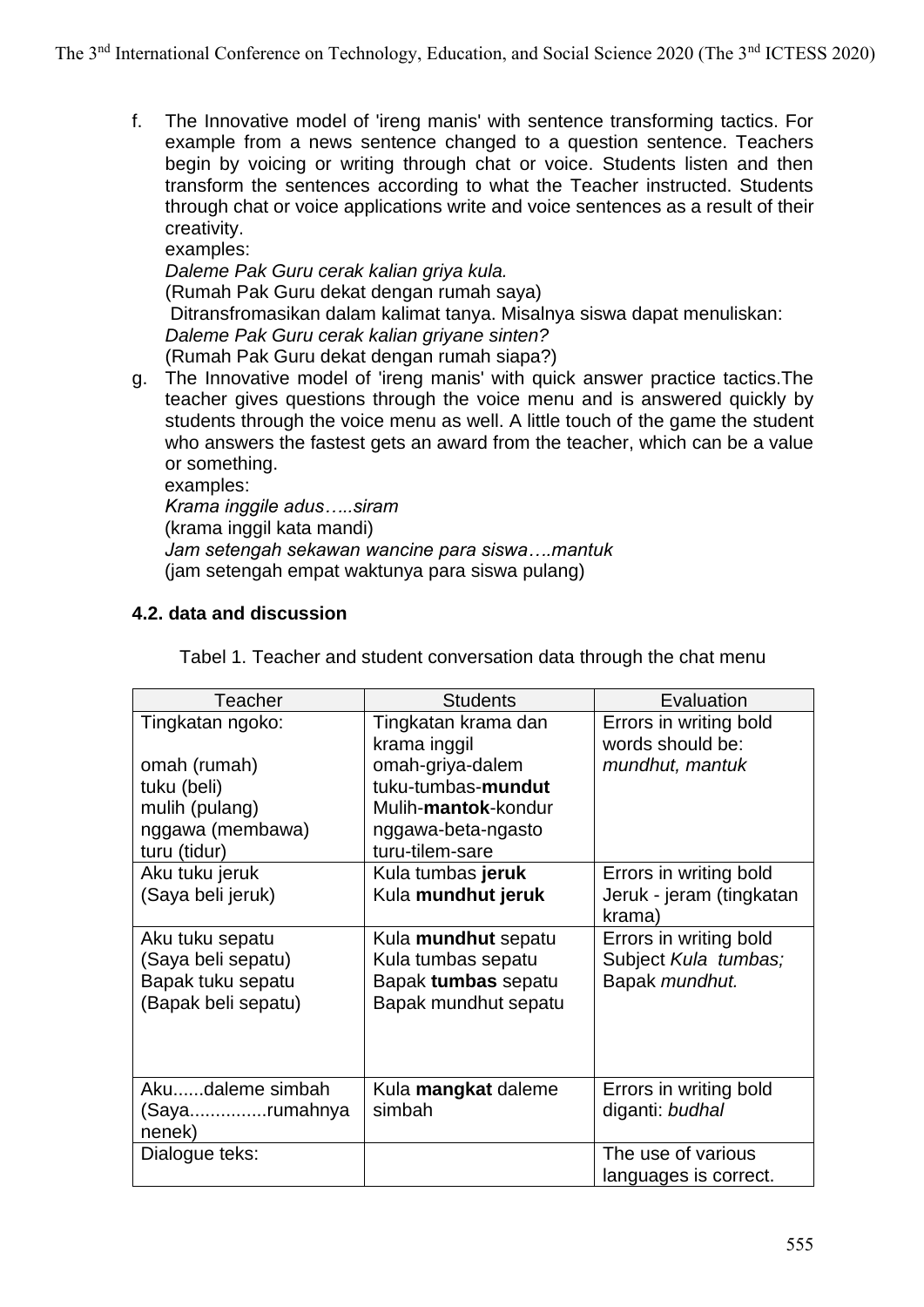f. The Innovative model of 'ireng manis' with sentence transforming tactics. For example from a news sentence changed to a question sentence. Teachers begin by voicing or writing through chat or voice. Students listen and then transform the sentences according to what the Teacher instructed. Students through chat or voice applications write and voice sentences as a result of their creativity.
   examples:
   *Daleme Pak Guru cerak kalian griya kula.*
   (Rumah Pak Guru dekat dengan rumah saya)
   Ditransfromasikan dalam kalimat tanya. Misalnya siswa dapat menuliskan:
   *Daleme Pak Guru cerak kalian griyane sinten?*
   (Rumah Pak Guru dekat dengan rumah siapa?)
g. The Innovative model of 'ireng manis' with quick answer practice tactics.The teacher gives questions through the voice menu and is answered quickly by students through the voice menu as well. A little touch of the game the student who answers the fastest gets an award from the teacher, which can be a value or something.
   examples:
   *Krama inggile adus…..siram*
   (krama inggil kata mandi)
   *Jam setengah sekawan wancine para siswa….mantuk*
   (jam setengah empat waktunya para siswa pulang)

### 4.2. data and discussion

Tabel 1. Teacher and student conversation data through the chat menu

| Teacher | Students | Evaluation |
|---|---|---|
| Tingkatan ngoko:<br><br>omah (rumah)<br>tuku (beli)<br>mulih (pulang)<br>nggawa (membawa)<br>turu (tidur) | Tingkatan krama dan krama inggil<br>omah-griya-dalem<br>tuku-tumbas-**mundut**<br>Mulih-**mantok**-kondur<br>nggawa-beta-ngasto<br>turu-tilem-sare | Errors in writing bold words should be: *mundhut, mantuk* |
| Aku tuku jeruk<br>(Saya beli jeruk) | Kula tumbas **jeruk**<br>Kula **mundhut jeruk** | Errors in writing bold Jeruk - jeram (tingkatan krama) |
| Aku tuku sepatu<br>(Saya beli sepatu)<br>Bapak tuku sepatu<br>(Bapak beli sepatu) | Kula **mundhut** sepatu<br>Kula tumbas sepatu<br>Bapak **tumbas** sepatu<br>Bapak mundhut sepatu | Errors in writing bold Subject *Kula tumbas;* Bapak *mundhut.* |
| Aku......daleme simbah<br>(Saya...............rumahnya nenek) | Kula **mangkat** daleme simbah | Errors in writing bold diganti: *budhal* |
| Dialogue teks: | | The use of various languages is correct. |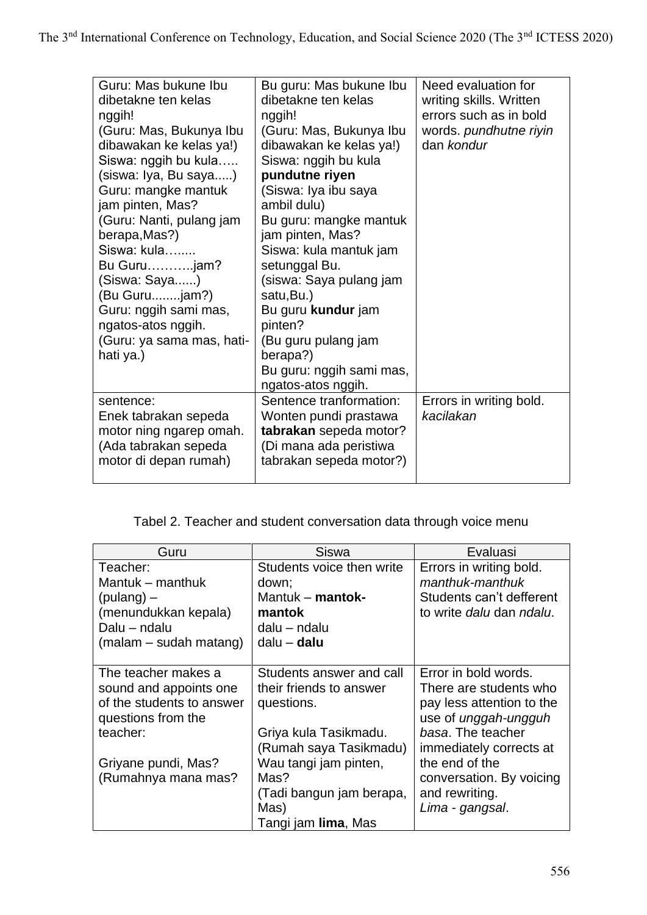| | | |
|---|---|---|
| Guru: Mas bukune Ibu dibetakne ten kelas nggih!<br>(Guru: Mas, Bukunya Ibu dibawakan ke kelas ya!)<br>Siswa: nggih bu kula…..<br>(siswa: Iya, Bu saya.....)<br>Guru: mangke mantuk jam pinten, Mas?<br>(Guru: Nanti, pulang jam berapa,Mas?)<br>Siswa: kula…......<br>Bu Guru………..jam?<br>(Siswa: Saya......)<br>(Bu Guru........jam?)<br>Guru: nggih sami mas, ngatos-atos nggih.<br>(Guru: ya sama mas, hati-hati ya.) | Bu guru: Mas bukune Ibu dibetakne ten kelas nggih!<br>(Guru: Mas, Bukunya Ibu dibawakan ke kelas ya!)<br>Siswa: nggih bu kula **pundutne riyen**<br>(Siswa: Iya ibu saya ambil dulu)<br>Bu guru: mangke mantuk jam pinten, Mas?<br>Siswa: kula mantuk jam setunggal Bu.<br>(siswa: Saya pulang jam satu,Bu.)<br>Bu guru **kundur** jam pinten?<br>(Bu guru pulang jam berapa?)<br>Bu guru: nggih sami mas, ngatos-atos nggih. | Need evaluation for writing skills. Written errors such as in bold words. *pundhutne riyin* dan *kondur* |
| sentence:<br>Enek tabrakan sepeda motor ning ngarep omah.<br>(Ada tabrakan sepeda motor di depan rumah) | Sentence tranformation:<br>Wonten pundi prastawa **tabrakan** sepeda motor?<br>(Di mana ada peristiwa tabrakan sepeda motor?) | Errors in writing bold. *kacilakan* |

Tabel 2. Teacher and student conversation data through voice menu

| Guru | Siswa | Evaluasi |
|---|---|---|
| Teacher:<br>Mantuk – manthuk (pulang) –<br>(menundukkan kepala)<br>Dalu – ndalu<br>(malam – sudah matang) | Students voice then write down;<br>Mantuk – **mantok-mantok**<br>dalu – ndalu<br>dalu – **dalu** | Errors in writing bold. *manthuk-manthuk*<br>Students can't defferent to write *dalu* dan *ndalu*. |
| The teacher makes a sound and appoints one of the students to answer questions from the teacher:<br><br>Griyane pundi, Mas?<br>(Rumahnya mana mas? | Students answer and call their friends to answer questions.<br><br>Griya kula Tasikmadu.<br>(Rumah saya Tasikmadu)<br>Wau tangi jam pinten, Mas?<br>(Tadi bangun jam berapa, Mas)<br>Tangi jam **lima**, Mas | Error in bold words. There are students who pay less attention to the use of *unggah-ungguh basa*. The teacher immediately corrects at the end of the conversation. By voicing and rewriting.<br>*Lima* - *gangsal*. |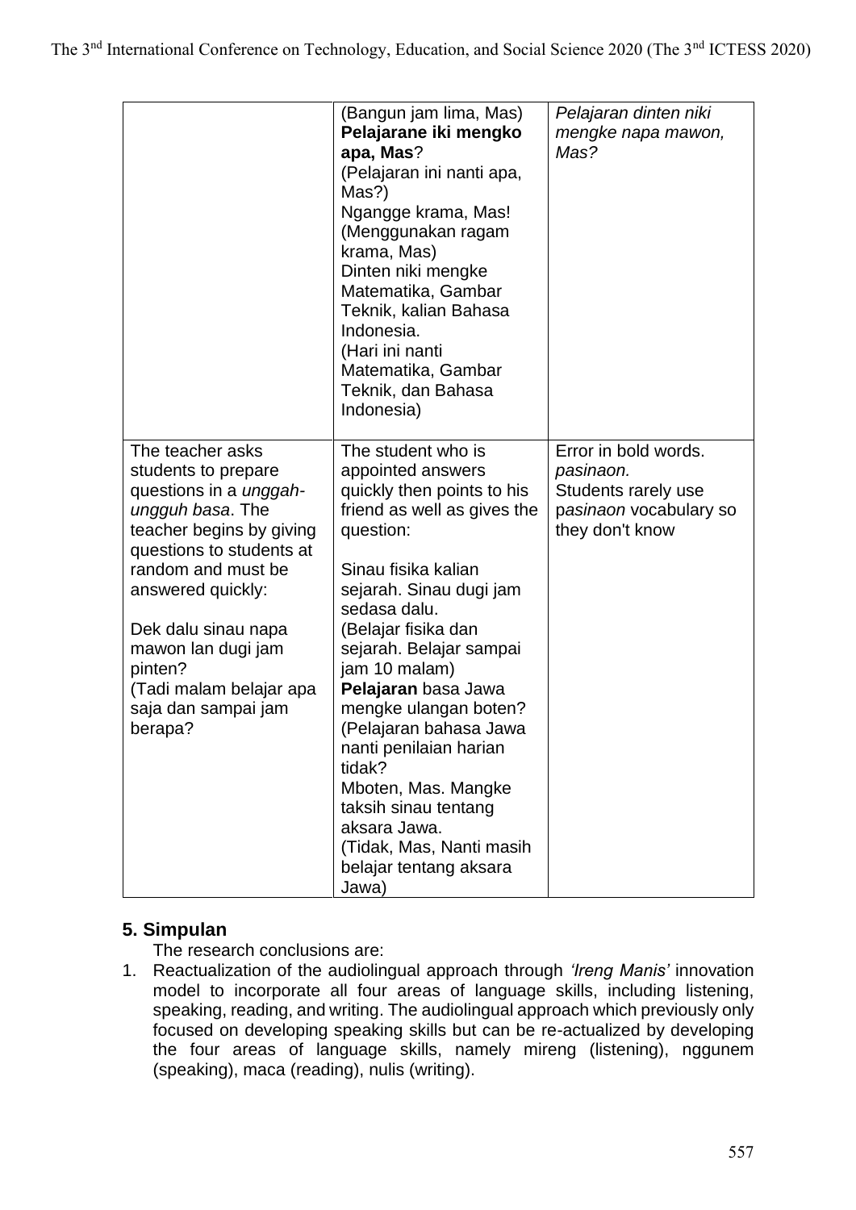| | | |
|---|---|---|
| | (Bangun jam lima, Mas) **Pelajarane iki mengko apa, Mas**? (Pelajaran ini nanti apa, Mas?) Ngangge krama, Mas! (Menggunakan ragam krama, Mas) Dinten niki mengke Matematika, Gambar Teknik, kalian Bahasa Indonesia. (Hari ini nanti Matematika, Gambar Teknik, dan Bahasa Indonesia) | *Pelajaran dinten niki mengke napa mawon, Mas?* |
| The teacher asks students to prepare questions in a *unggah-ungguh basa*. The teacher begins by giving questions to students at random and must be answered quickly:<br><br>Dek dalu sinau napa mawon lan dugi jam pinten? (Tadi malam belajar apa saja dan sampai jam berapa? | The student who is appointed answers quickly then points to his friend as well as gives the question:<br><br>Sinau fisika kalian sejarah. Sinau dugi jam sedasa dalu. (Belajar fisika dan sejarah. Belajar sampai jam 10 malam) **Pelajaran** basa Jawa mengke ulangan boten? (Pelajaran bahasa Jawa nanti penilaian harian tidak? Mboten, Mas. Mangke taksih sinau tentang aksara Jawa. (Tidak, Mas, Nanti masih belajar tentang aksara Jawa) | Error in bold words. *pasinaon.* Students rarely use p*asinaon* vocabulary so they don't know |

## 5. Simpulan

The research conclusions are:

1. Reactualization of the audiolingual approach through *'Ireng Manis'* innovation model to incorporate all four areas of language skills, including listening, speaking, reading, and writing. The audiolingual approach which previously only focused on developing speaking skills but can be re-actualized by developing the four areas of language skills, namely mireng (listening), nggunem (speaking), maca (reading), nulis (writing).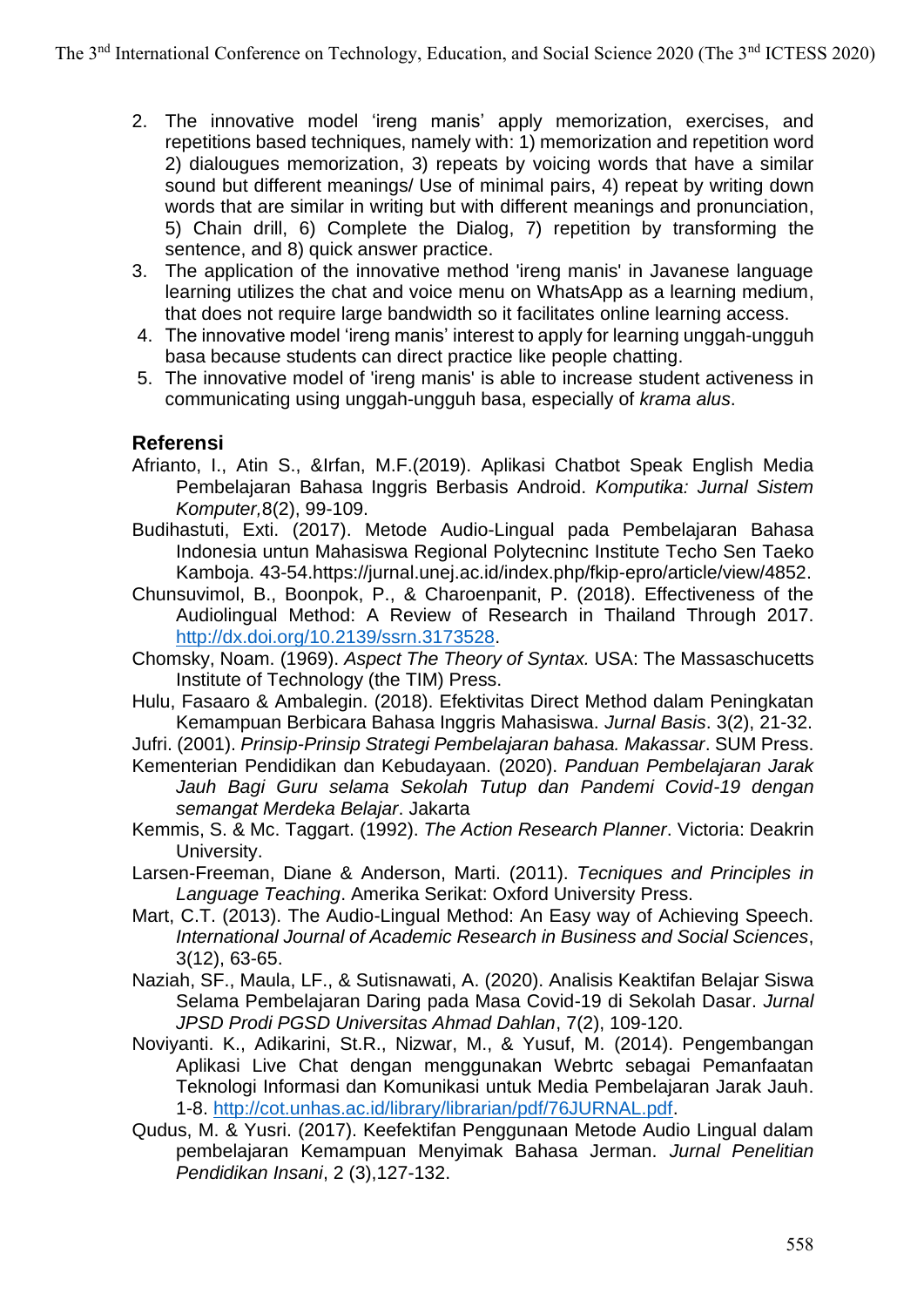2. The innovative model 'ireng manis' apply memorization, exercises, and repetitions based techniques, namely with: 1) memorization and repetition word 2) dialougues memorization, 3) repeats by voicing words that have a similar sound but different meanings/ Use of minimal pairs, 4) repeat by writing down words that are similar in writing but with different meanings and pronunciation, 5) Chain drill, 6) Complete the Dialog, 7) repetition by transforming the sentence, and 8) quick answer practice.
3. The application of the innovative method 'ireng manis' in Javanese language learning utilizes the chat and voice menu on WhatsApp as a learning medium, that does not require large bandwidth so it facilitates online learning access.
4. The innovative model 'ireng manis' interest to apply for learning unggah-ungguh basa because students can direct practice like people chatting.
5. The innovative model of 'ireng manis' is able to increase student activeness in communicating using unggah-ungguh basa, especially of *krama alus*.

## Referensi

Afrianto, I., Atin S., &Irfan, M.F.(2019). Aplikasi Chatbot Speak English Media Pembelajaran Bahasa Inggris Berbasis Android. *Komputika: Jurnal Sistem Komputer,*8(2), 99-109.

Budihastuti, Exti. (2017). Metode Audio-Lingual pada Pembelajaran Bahasa Indonesia untun Mahasiswa Regional Polytecninc Institute Techo Sen Taeko Kamboja. 43-54.https://jurnal.unej.ac.id/index.php/fkip-epro/article/view/4852.

Chunsuvimol, B., Boonpok, P., & Charoenpanit, P. (2018). Effectiveness of the Audiolingual Method: A Review of Research in Thailand Through 2017. http://dx.doi.org/10.2139/ssrn.3173528.

Chomsky, Noam. (1969). *Aspect The Theory of Syntax.* USA: The Massaschucetts Institute of Technology (the TIM) Press.

Hulu, Fasaaro & Ambalegin. (2018). Efektivitas Direct Method dalam Peningkatan Kemampuan Berbicara Bahasa Inggris Mahasiswa. *Jurnal Basis*. 3(2), 21-32.

Jufri. (2001). *Prinsip-Prinsip Strategi Pembelajaran bahasa. Makassar*. SUM Press.

Kementerian Pendidikan dan Kebudayaan. (2020). *Panduan Pembelajaran Jarak Jauh Bagi Guru selama Sekolah Tutup dan Pandemi Covid-19 dengan semangat Merdeka Belajar*. Jakarta

Kemmis, S. & Mc. Taggart. (1992). *The Action Research Planner*. Victoria: Deakrin University.

Larsen-Freeman, Diane & Anderson, Marti. (2011). *Tecniques and Principles in Language Teaching*. Amerika Serikat: Oxford University Press.

Mart, C.T. (2013). The Audio-Lingual Method: An Easy way of Achieving Speech. *International Journal of Academic Research in Business and Social Sciences*, 3(12), 63-65.

Naziah, SF., Maula, LF., & Sutisnawati, A. (2020). Analisis Keaktifan Belajar Siswa Selama Pembelajaran Daring pada Masa Covid-19 di Sekolah Dasar. *Jurnal JPSD Prodi PGSD Universitas Ahmad Dahlan*, 7(2), 109-120.

Noviyanti. K., Adikarini, St.R., Nizwar, M., & Yusuf, M. (2014). Pengembangan Aplikasi Live Chat dengan menggunakan Webrtc sebagai Pemanfaatan Teknologi Informasi dan Komunikasi untuk Media Pembelajaran Jarak Jauh. 1-8. http://cot.unhas.ac.id/library/librarian/pdf/76JURNAL.pdf.

Qudus, M. & Yusri. (2017). Keefektifan Penggunaan Metode Audio Lingual dalam pembelajaran Kemampuan Menyimak Bahasa Jerman. *Jurnal Penelitian Pendidikan Insani*, 2 (3),127-132.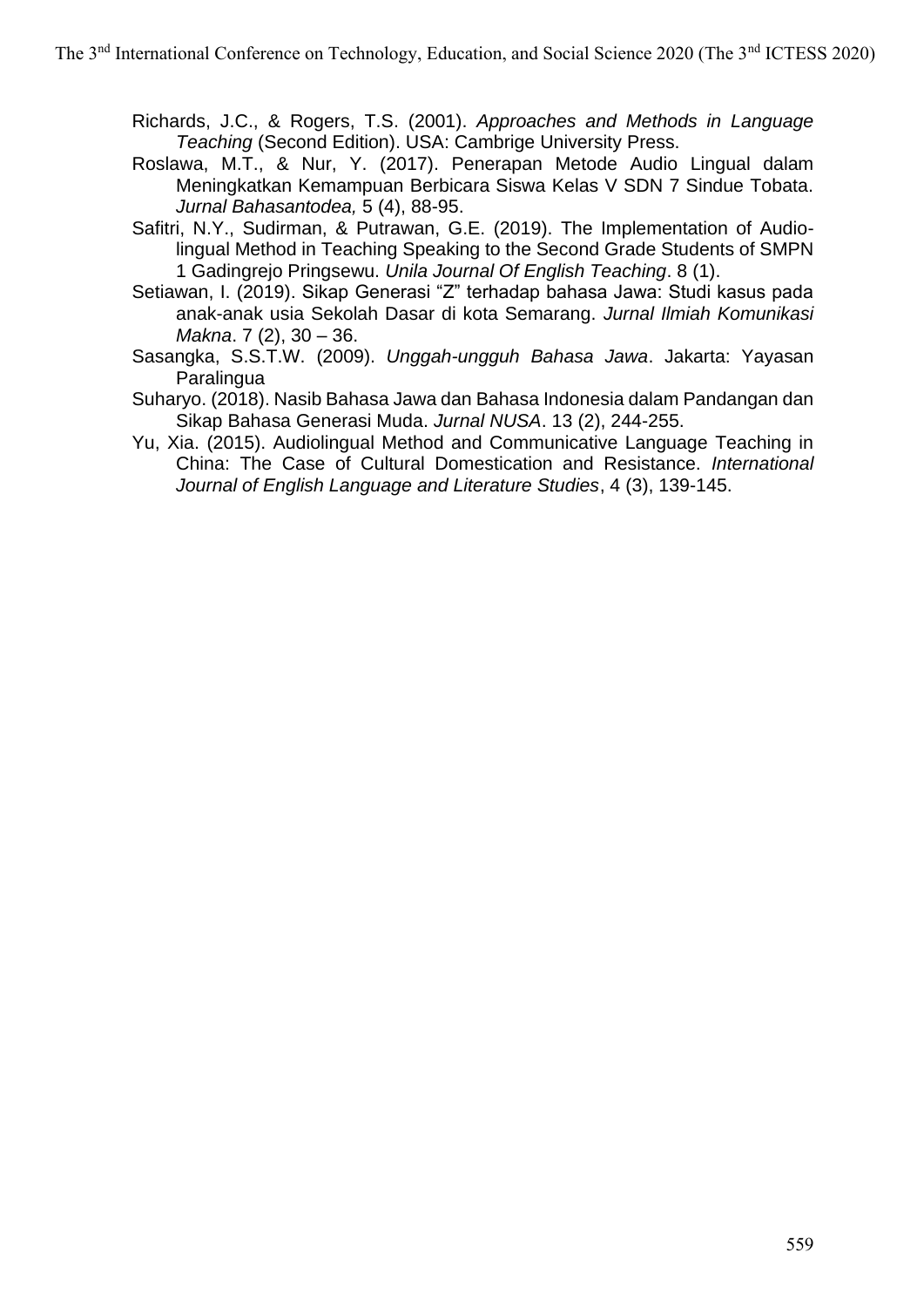Richards, J.C., & Rogers, T.S. (2001). *Approaches and Methods in Language Teaching* (Second Edition). USA: Cambrige University Press.

Roslawa, M.T., & Nur, Y. (2017). Penerapan Metode Audio Lingual dalam Meningkatkan Kemampuan Berbicara Siswa Kelas V SDN 7 Sindue Tobata. *Jurnal Bahasantodea,* 5 (4), 88-95.

Safitri, N.Y., Sudirman, & Putrawan, G.E. (2019). The Implementation of Audio-lingual Method in Teaching Speaking to the Second Grade Students of SMPN 1 Gadingrejo Pringsewu. *Unila Journal Of English Teaching*. 8 (1).

Setiawan, I. (2019). Sikap Generasi "Z" terhadap bahasa Jawa: Studi kasus pada anak-anak usia Sekolah Dasar di kota Semarang. *Jurnal Ilmiah Komunikasi Makna*. 7 (2), 30 – 36.

Sasangka, S.S.T.W. (2009). *Unggah-ungguh Bahasa Jawa*. Jakarta: Yayasan Paralingua

Suharyo. (2018). Nasib Bahasa Jawa dan Bahasa Indonesia dalam Pandangan dan Sikap Bahasa Generasi Muda. *Jurnal NUSA*. 13 (2), 244-255.

Yu, Xia. (2015). Audiolingual Method and Communicative Language Teaching in China: The Case of Cultural Domestication and Resistance. *International Journal of English Language and Literature Studies*, 4 (3), 139-145.